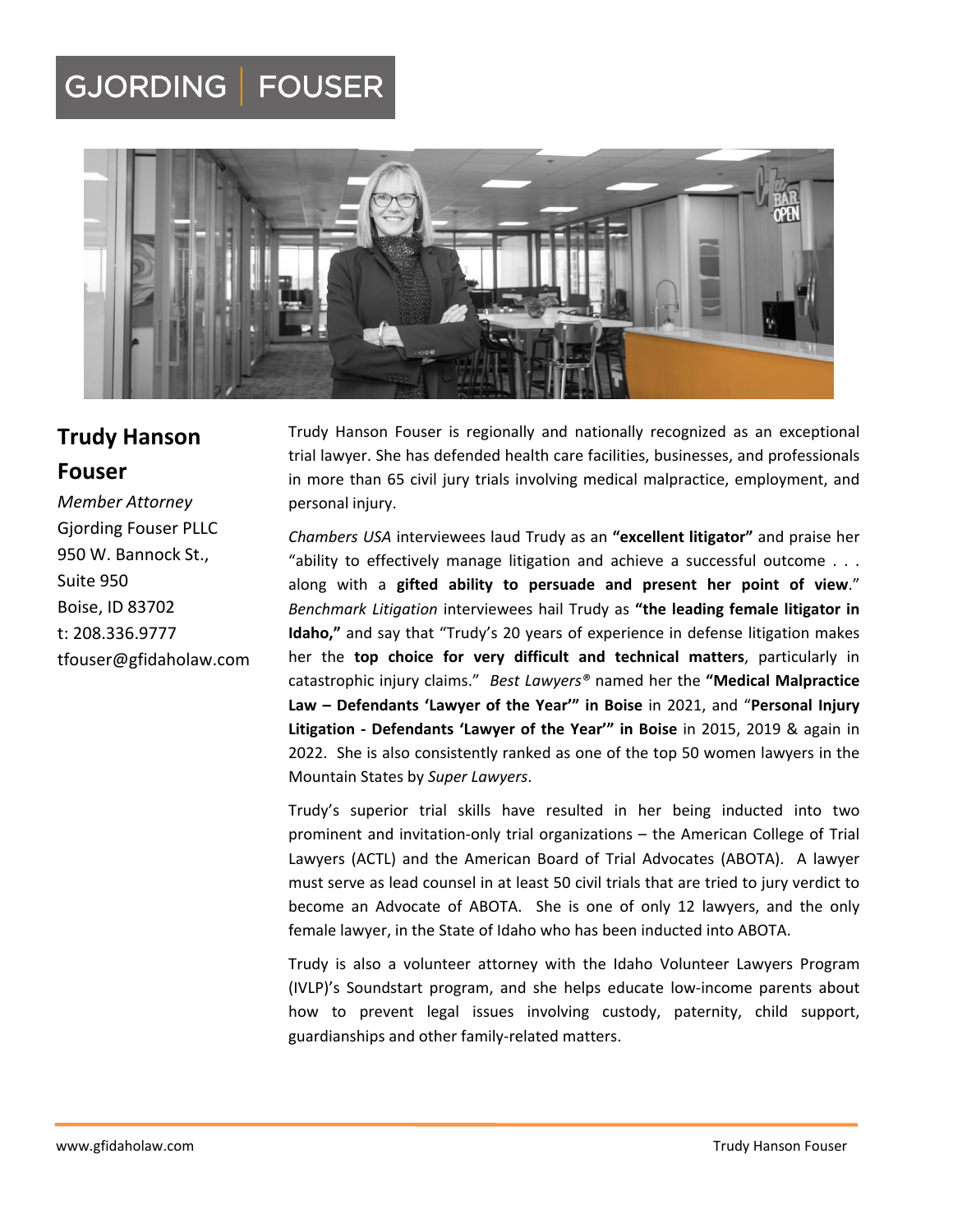GJORDING | FOUSER

## Trudy Hanson Fouser

*Member Attorney*
Gjording Fouser PLLC
950 W. Bannock St.,
Suite 950
Boise, ID 83702
t: 208.336.9777
tfouser@gfidaholaw.com

Trudy Hanson Fouser is regionally and nationally recognized as an exceptional trial lawyer. She has defended health care facilities, businesses, and professionals in more than 65 civil jury trials involving medical malpractice, employment, and personal injury.

*Chambers USA* interviewees laud Trudy as an **"excellent litigator"** and praise her "ability to effectively manage litigation and achieve a successful outcome . . . along with a **gifted ability to persuade and present her point of view**." *Benchmark Litigation* interviewees hail Trudy as **"the leading female litigator in Idaho,"** and say that "Trudy's 20 years of experience in defense litigation makes her the **top choice for very difficult and technical matters**, particularly in catastrophic injury claims." *Best Lawyers®* named her the **"Medical Malpractice Law – Defendants 'Lawyer of the Year'" in Boise** in 2021, and "**Personal Injury Litigation - Defendants 'Lawyer of the Year'" in Boise** in 2015, 2019 & again in 2022. She is also consistently ranked as one of the top 50 women lawyers in the Mountain States by *Super Lawyers*.

Trudy's superior trial skills have resulted in her being inducted into two prominent and invitation-only trial organizations – the American College of Trial Lawyers (ACTL) and the American Board of Trial Advocates (ABOTA). A lawyer must serve as lead counsel in at least 50 civil trials that are tried to jury verdict to become an Advocate of ABOTA. She is one of only 12 lawyers, and the only female lawyer, in the State of Idaho who has been inducted into ABOTA.

Trudy is also a volunteer attorney with the Idaho Volunteer Lawyers Program (IVLP)'s Soundstart program, and she helps educate low-income parents about how to prevent legal issues involving custody, paternity, child support, guardianships and other family-related matters.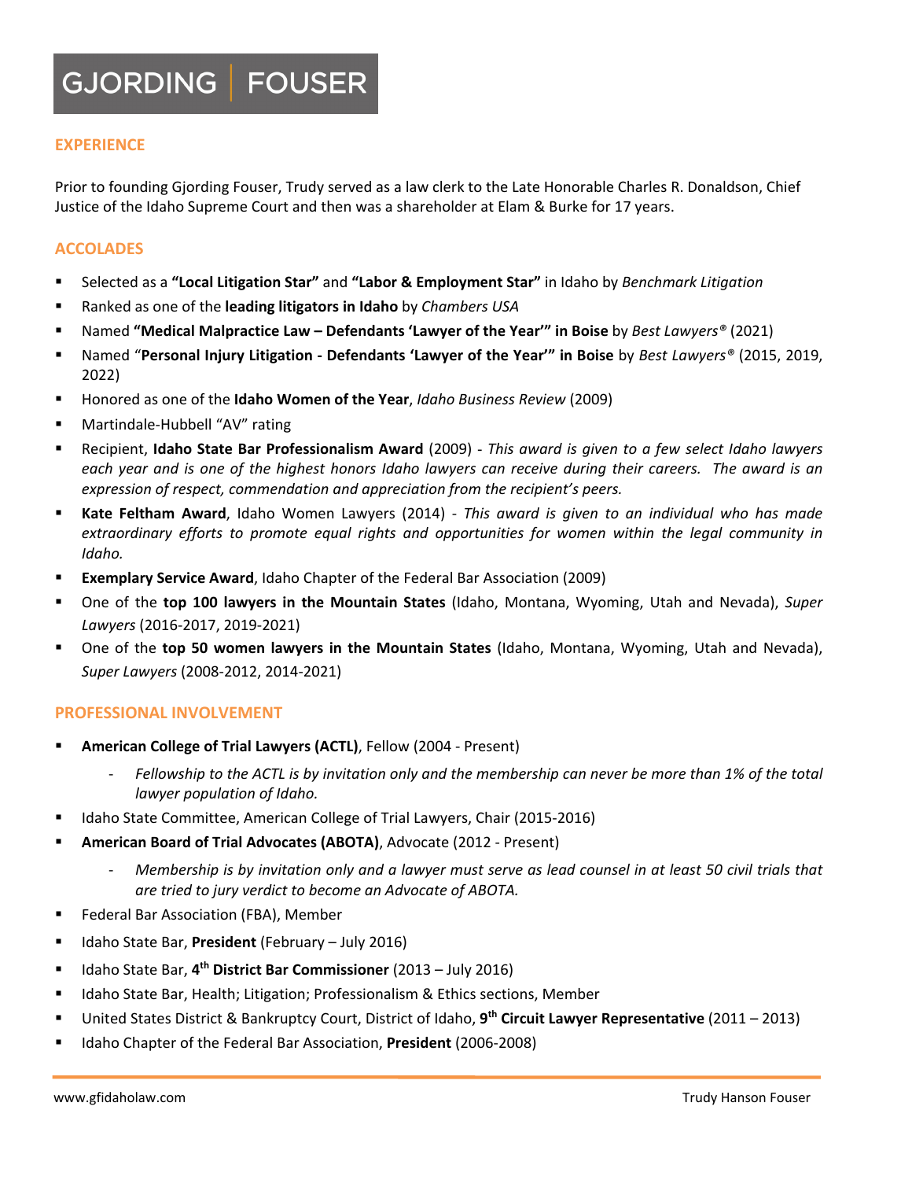## EXPERIENCE

Prior to founding Gjording Fouser, Trudy served as a law clerk to the Late Honorable Charles R. Donaldson, Chief Justice of the Idaho Supreme Court and then was a shareholder at Elam & Burke for 17 years.

## ACCOLADES

- Selected as a **"Local Litigation Star"** and **"Labor & Employment Star"** in Idaho by *Benchmark Litigation*
- Ranked as one of the **leading litigators in Idaho** by *Chambers USA*
- Named **"Medical Malpractice Law – Defendants 'Lawyer of the Year'" in Boise** by *Best Lawyers®* (2021)
- Named "**Personal Injury Litigation - Defendants 'Lawyer of the Year'" in Boise** by *Best Lawyers®* (2015, 2019, 2022)
- Honored as one of the **Idaho Women of the Year**, *Idaho Business Review* (2009)
- Martindale-Hubbell "AV" rating
- Recipient, **Idaho State Bar Professionalism Award** (2009) - *This award is given to a few select Idaho lawyers each year and is one of the highest honors Idaho lawyers can receive during their careers. The award is an expression of respect, commendation and appreciation from the recipient's peers.*
- **Kate Feltham Award**, Idaho Women Lawyers (2014) - *This award is given to an individual who has made extraordinary efforts to promote equal rights and opportunities for women within the legal community in Idaho.*
- **Exemplary Service Award**, Idaho Chapter of the Federal Bar Association (2009)
- One of the **top 100 lawyers in the Mountain States** (Idaho, Montana, Wyoming, Utah and Nevada), *Super Lawyers* (2016-2017, 2019-2021)
- One of the **top 50 women lawyers in the Mountain States** (Idaho, Montana, Wyoming, Utah and Nevada), *Super Lawyers* (2008-2012, 2014-2021)

## PROFESSIONAL INVOLVEMENT

- **American College of Trial Lawyers (ACTL)**, Fellow (2004 - Present)
  - *Fellowship to the ACTL is by invitation only and the membership can never be more than 1% of the total lawyer population of Idaho.*
- Idaho State Committee, American College of Trial Lawyers, Chair (2015-2016)
- **American Board of Trial Advocates (ABOTA)**, Advocate (2012 - Present)
  - *Membership is by invitation only and a lawyer must serve as lead counsel in at least 50 civil trials that are tried to jury verdict to become an Advocate of ABOTA.*
- Federal Bar Association (FBA), Member
- Idaho State Bar, **President** (February – July 2016)
- Idaho State Bar, **4th District Bar Commissioner** (2013 – July 2016)
- Idaho State Bar, Health; Litigation; Professionalism & Ethics sections, Member
- United States District & Bankruptcy Court, District of Idaho, **9th Circuit Lawyer Representative** (2011 – 2013)
- Idaho Chapter of the Federal Bar Association, **President** (2006-2008)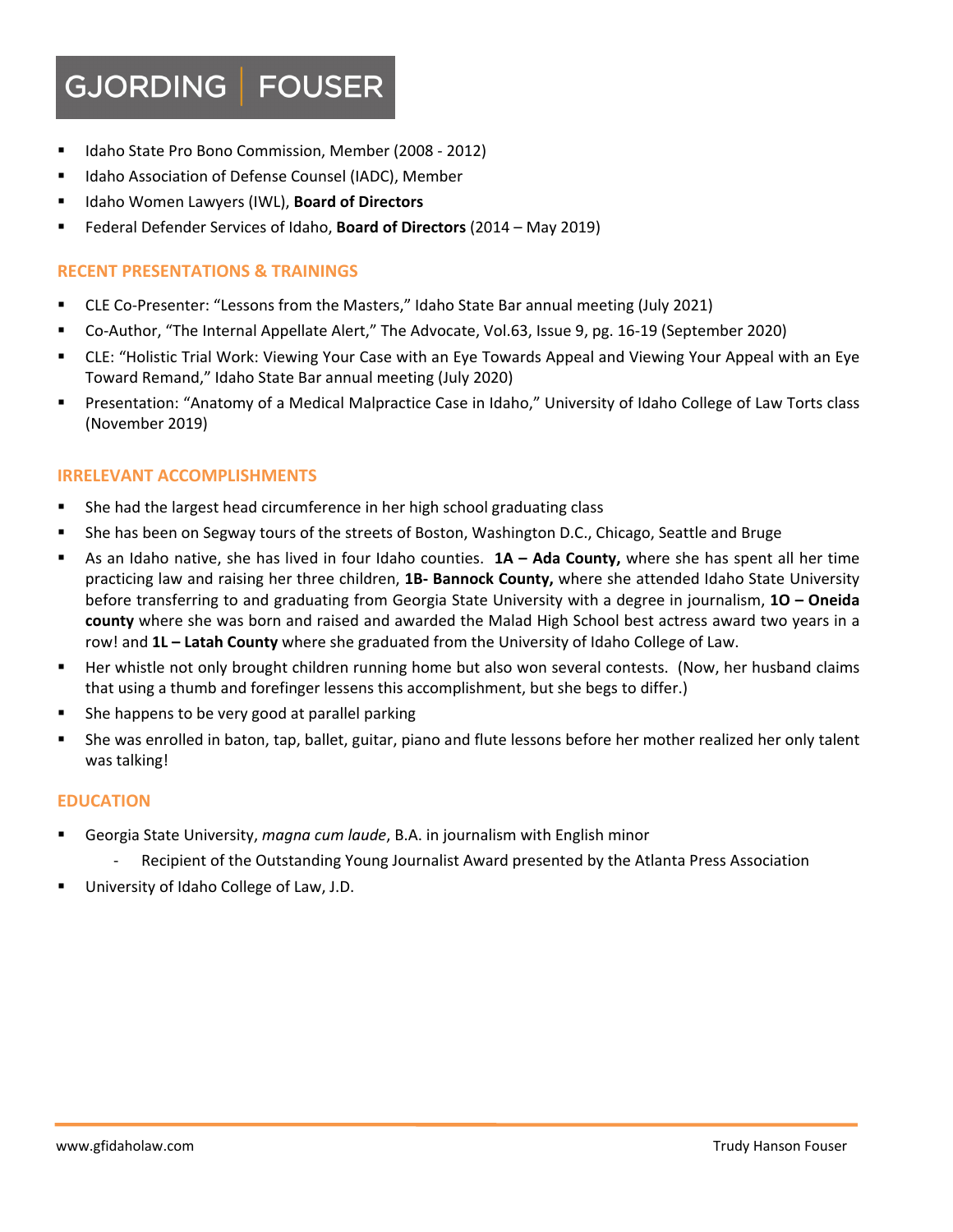- Idaho State Pro Bono Commission, Member (2008 - 2012)
- Idaho Association of Defense Counsel (IADC), Member
- Idaho Women Lawyers (IWL), **Board of Directors**
- Federal Defender Services of Idaho, **Board of Directors** (2014 – May 2019)

## RECENT PRESENTATIONS & TRAININGS

- CLE Co-Presenter: "Lessons from the Masters," Idaho State Bar annual meeting (July 2021)
- Co-Author, "The Internal Appellate Alert," The Advocate, Vol.63, Issue 9, pg. 16-19 (September 2020)
- CLE: "Holistic Trial Work: Viewing Your Case with an Eye Towards Appeal and Viewing Your Appeal with an Eye Toward Remand," Idaho State Bar annual meeting (July 2020)
- Presentation: "Anatomy of a Medical Malpractice Case in Idaho," University of Idaho College of Law Torts class (November 2019)

## IRRELEVANT ACCOMPLISHMENTS

- She had the largest head circumference in her high school graduating class
- She has been on Segway tours of the streets of Boston, Washington D.C., Chicago, Seattle and Bruge
- As an Idaho native, she has lived in four Idaho counties. **1A – Ada County,** where she has spent all her time practicing law and raising her three children, **1B- Bannock County,** where she attended Idaho State University before transferring to and graduating from Georgia State University with a degree in journalism, **1O – Oneida county** where she was born and raised and awarded the Malad High School best actress award two years in a row! and **1L – Latah County** where she graduated from the University of Idaho College of Law.
- Her whistle not only brought children running home but also won several contests. (Now, her husband claims that using a thumb and forefinger lessens this accomplishment, but she begs to differ.)
- She happens to be very good at parallel parking
- She was enrolled in baton, tap, ballet, guitar, piano and flute lessons before her mother realized her only talent was talking!

## EDUCATION

- Georgia State University, *magna cum laude*, B.A. in journalism with English minor
  - Recipient of the Outstanding Young Journalist Award presented by the Atlanta Press Association
- University of Idaho College of Law, J.D.